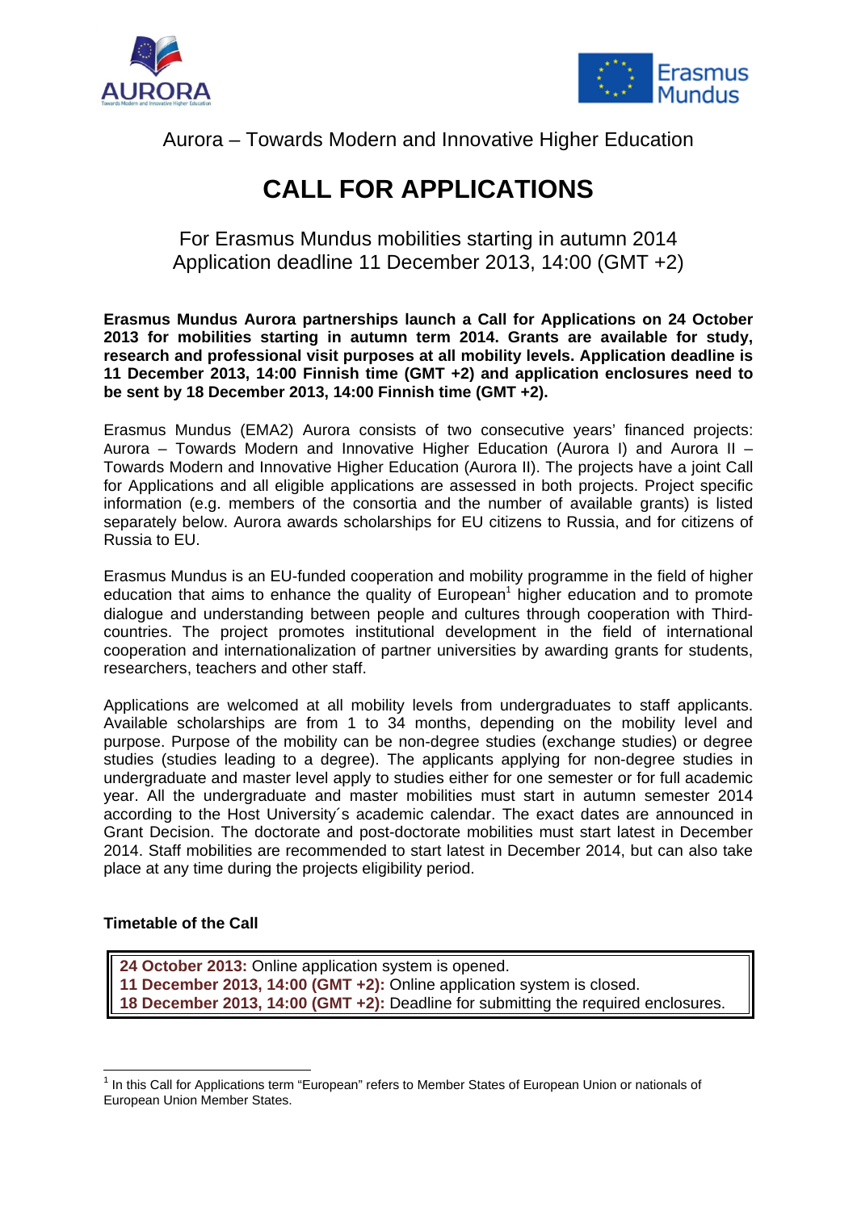Aurora – Towards Modern and Innovative Higher Education

# CALL FOR APPLICATIONS

For Erasmus Mundus mobilities starting in autumn 2014
Application deadline 11 December 2013, 14:00 (GMT +2)

**Erasmus Mundus Aurora partnerships launch a Call for Applications on 24 October 2013 for mobilities starting in autumn term 2014. Grants are available for study, research and professional visit purposes at all mobility levels. Application deadline is 11 December 2013, 14:00 Finnish time (GMT +2) and application enclosures need to be sent by 18 December 2013, 14:00 Finnish time (GMT +2).**

Erasmus Mundus (EMA2) Aurora consists of two consecutive years' financed projects: Aurora – Towards Modern and Innovative Higher Education (Aurora I) and Aurora II – Towards Modern and Innovative Higher Education (Aurora II). The projects have a joint Call for Applications and all eligible applications are assessed in both projects. Project specific information (e.g. members of the consortia and the number of available grants) is listed separately below. Aurora awards scholarships for EU citizens to Russia, and for citizens of Russia to EU.

Erasmus Mundus is an EU-funded cooperation and mobility programme in the field of higher education that aims to enhance the quality of European[1] higher education and to promote dialogue and understanding between people and cultures through cooperation with Third-countries. The project promotes institutional development in the field of international cooperation and internationalization of partner universities by awarding grants for students, researchers, teachers and other staff.

Applications are welcomed at all mobility levels from undergraduates to staff applicants. Available scholarships are from 1 to 34 months, depending on the mobility level and purpose. Purpose of the mobility can be non-degree studies (exchange studies) or degree studies (studies leading to a degree). The applicants applying for non-degree studies in undergraduate and master level apply to studies either for one semester or for full academic year. All the undergraduate and master mobilities must start in autumn semester 2014 according to the Host University´s academic calendar. The exact dates are announced in Grant Decision. The doctorate and post-doctorate mobilities must start latest in December 2014. Staff mobilities are recommended to start latest in December 2014, but can also take place at any time during the projects eligibility period.

**Timetable of the Call**

**24 October 2013:** Online application system is opened.
**11 December 2013, 14:00 (GMT +2):** Online application system is closed.
**18 December 2013, 14:00 (GMT +2):** Deadline for submitting the required enclosures.

[1] In this Call for Applications term "European" refers to Member States of European Union or nationals of European Union Member States.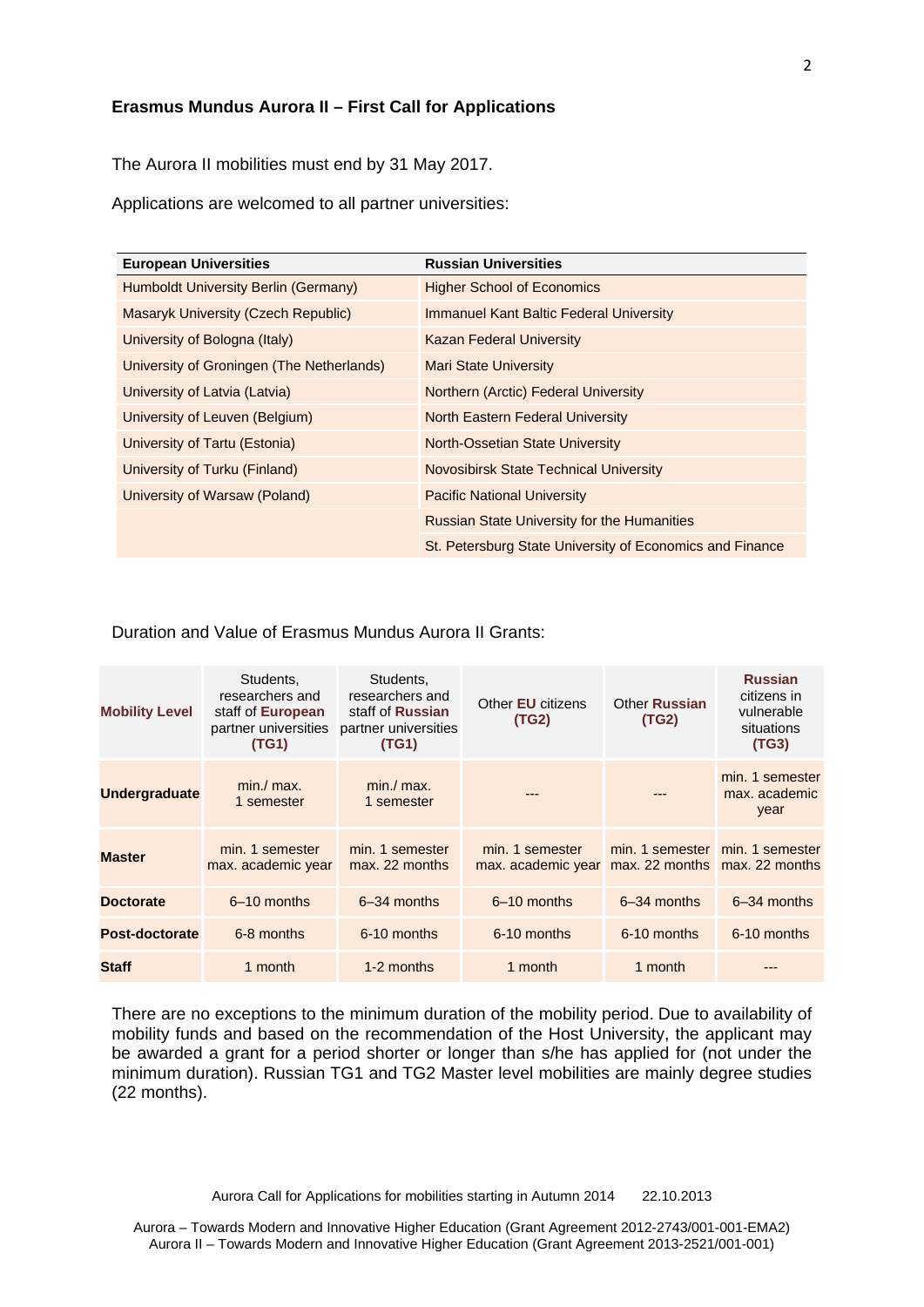**Erasmus Mundus Aurora II – First Call for Applications**

The Aurora II mobilities must end by 31 May 2017.

Applications are welcomed to all partner universities:

| European Universities | Russian Universities |
|---|---|
| Humboldt University Berlin (Germany) | Higher School of Economics |
| Masaryk University (Czech Republic) | Immanuel Kant Baltic Federal University |
| University of Bologna (Italy) | Kazan Federal University |
| University of Groningen (The Netherlands) | Mari State University |
| University of Latvia (Latvia) | Northern (Arctic) Federal University |
| University of Leuven (Belgium) | North Eastern Federal University |
| University of Tartu (Estonia) | North-Ossetian State University |
| University of Turku (Finland) | Novosibirsk State Technical University |
| University of Warsaw (Poland) | Pacific National University |
| | Russian State University for the Humanities |
| | St. Petersburg State University of Economics and Finance |

Duration and Value of Erasmus Mundus Aurora II Grants:

| Mobility Level | Students, researchers and staff of **European** partner universities **(TG1)** | Students, researchers and staff of **Russian** partner universities **(TG1)** | Other **EU** citizens **(TG2)** | Other **Russian** **(TG2)** | **Russian** citizens in vulnerable situations **(TG3)** |
|---|---|---|---|---|---|
| **Undergraduate** | min./ max. 1 semester | min./ max. 1 semester | --- | --- | min. 1 semester max. academic year |
| **Master** | min. 1 semester max. academic year | min. 1 semester max. 22 months | min. 1 semester max. academic year | min. 1 semester max. 22 months | min. 1 semester max. 22 months |
| **Doctorate** | 6–10 months | 6–34 months | 6–10 months | 6–34 months | 6–34 months |
| **Post-doctorate** | 6-8 months | 6-10 months | 6-10 months | 6-10 months | 6-10 months |
| **Staff** | 1 month | 1-2 months | 1 month | 1 month | --- |

There are no exceptions to the minimum duration of the mobility period. Due to availability of mobility funds and based on the recommendation of the Host University, the applicant may be awarded a grant for a period shorter or longer than s/he has applied for (not under the minimum duration). Russian TG1 and TG2 Master level mobilities are mainly degree studies (22 months).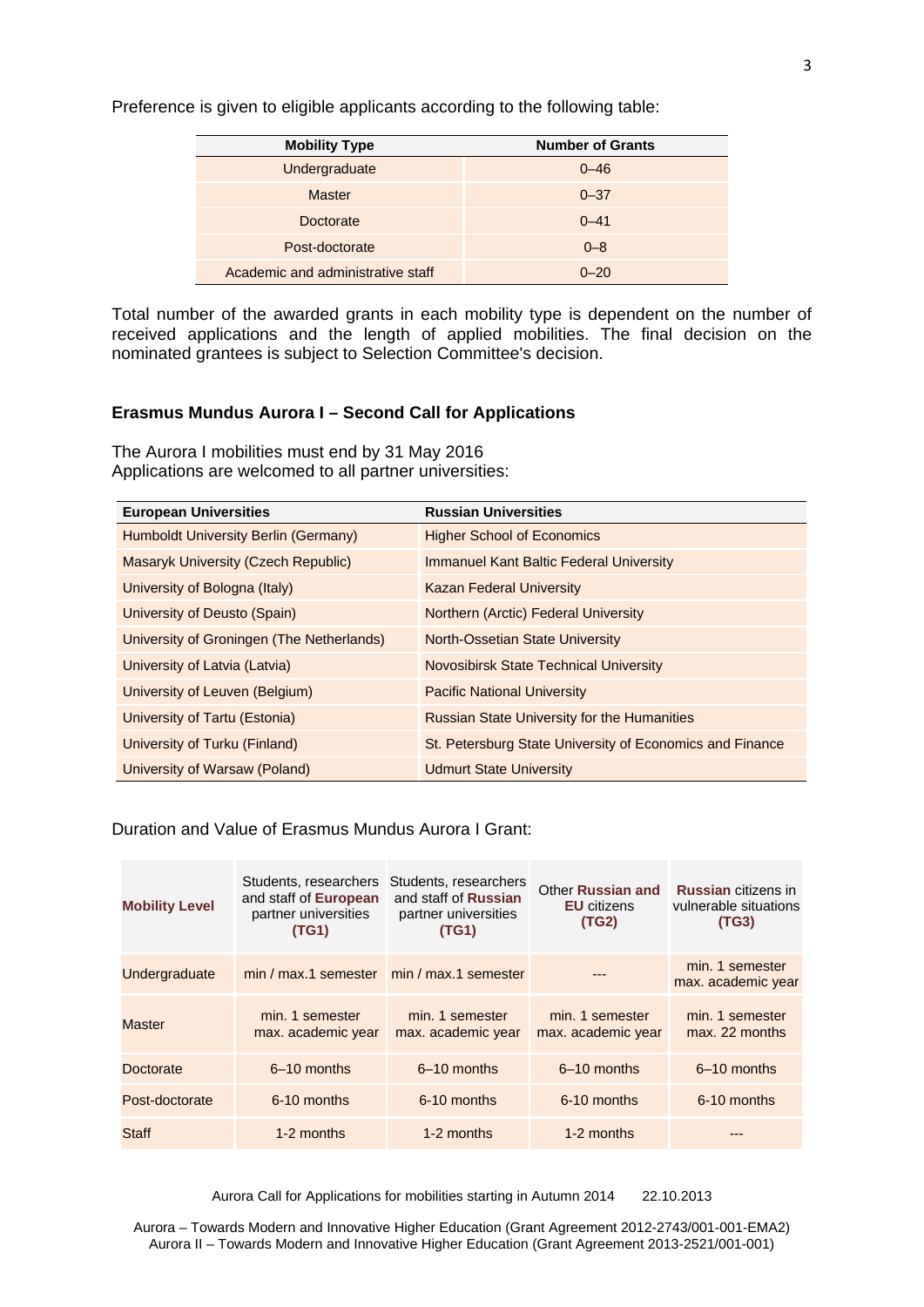Preference is given to eligible applicants according to the following table:

| Mobility Type | Number of Grants |
|---|---|
| Undergraduate | 0–46 |
| Master | 0–37 |
| Doctorate | 0–41 |
| Post-doctorate | 0–8 |
| Academic and administrative staff | 0–20 |

Total number of the awarded grants in each mobility type is dependent on the number of received applications and the length of applied mobilities. The final decision on the nominated grantees is subject to Selection Committee's decision.

### Erasmus Mundus Aurora I – Second Call for Applications

The Aurora I mobilities must end by 31 May 2016
Applications are welcomed to all partner universities:

| European Universities | Russian Universities |
|---|---|
| Humboldt University Berlin (Germany) | Higher School of Economics |
| Masaryk University (Czech Republic) | Immanuel Kant Baltic Federal University |
| University of Bologna (Italy) | Kazan Federal University |
| University of Deusto (Spain) | Northern (Arctic) Federal University |
| University of Groningen (The Netherlands) | North-Ossetian State University |
| University of Latvia (Latvia) | Novosibirsk State Technical University |
| University of Leuven (Belgium) | Pacific National University |
| University of Tartu (Estonia) | Russian State University for the Humanities |
| University of Turku (Finland) | St. Petersburg State University of Economics and Finance |
| University of Warsaw (Poland) | Udmurt State University |

Duration and Value of Erasmus Mundus Aurora I Grant:

| **Mobility Level** | Students, researchers and staff of **European** partner universities **(TG1)** | Students, researchers and staff of **Russian** partner universities **(TG1)** | Other **Russian and EU** citizens **(TG2)** | **Russian** citizens in vulnerable situations **(TG3)** |
|---|---|---|---|---|
| Undergraduate | min / max.1 semester | min / max.1 semester | --- | min. 1 semester max. academic year |
| Master | min. 1 semester max. academic year | min. 1 semester max. academic year | min. 1 semester max. academic year | min. 1 semester max. 22 months |
| Doctorate | 6–10 months | 6–10 months | 6–10 months | 6–10 months |
| Post-doctorate | 6-10 months | 6-10 months | 6-10 months | 6-10 months |
| Staff | 1-2 months | 1-2 months | 1-2 months | --- |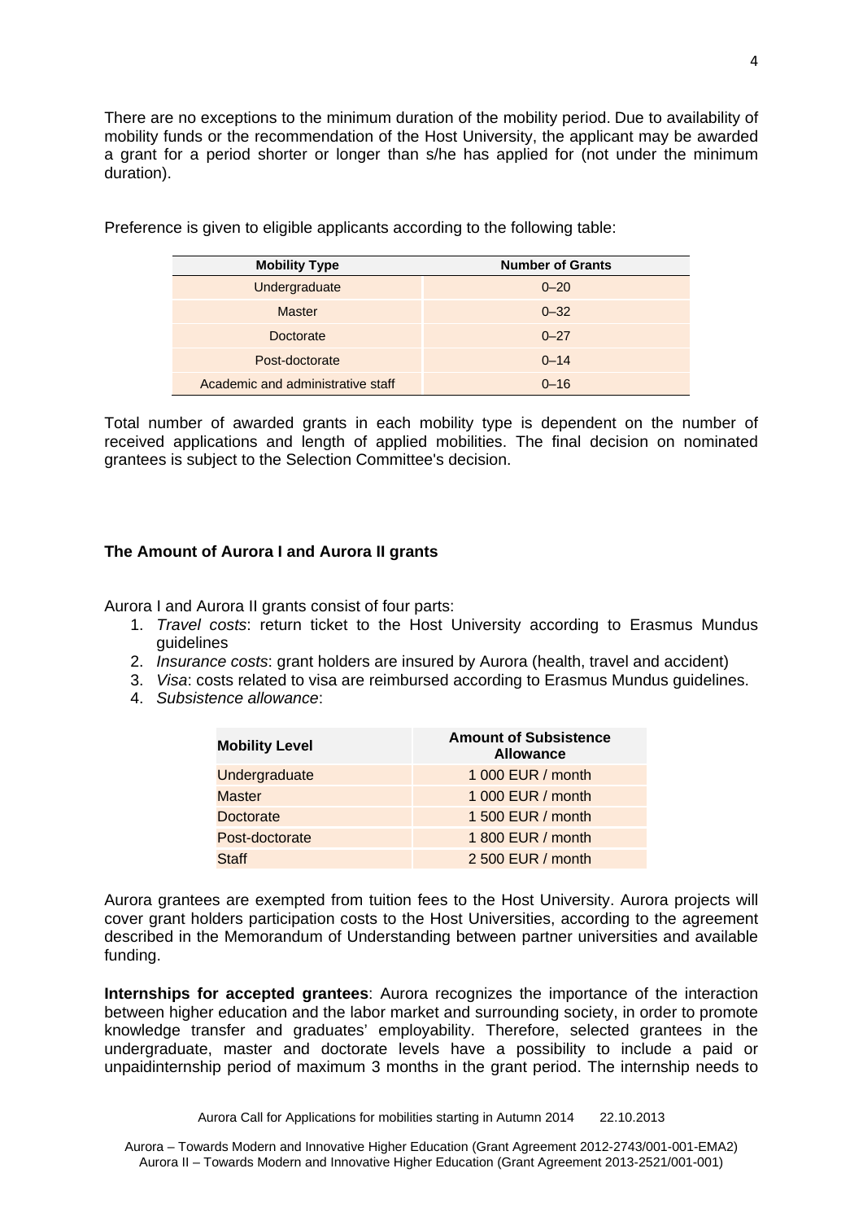There are no exceptions to the minimum duration of the mobility period. Due to availability of mobility funds or the recommendation of the Host University, the applicant may be awarded a grant for a period shorter or longer than s/he has applied for (not under the minimum duration).

Preference is given to eligible applicants according to the following table:

| Mobility Type | Number of Grants |
|---|---|
| Undergraduate | 0–20 |
| Master | 0–32 |
| Doctorate | 0–27 |
| Post-doctorate | 0–14 |
| Academic and administrative staff | 0–16 |

Total number of awarded grants in each mobility type is dependent on the number of received applications and length of applied mobilities. The final decision on nominated grantees is subject to the Selection Committee's decision.

**The Amount of Aurora I and Aurora II grants**

Aurora I and Aurora II grants consist of four parts:

1. *Travel costs*: return ticket to the Host University according to Erasmus Mundus guidelines
2. *Insurance costs*: grant holders are insured by Aurora (health, travel and accident)
3. *Visa*: costs related to visa are reimbursed according to Erasmus Mundus guidelines.
4. *Subsistence allowance*:

| Mobility Level | Amount of Subsistence Allowance |
|---|---|
| Undergraduate | 1 000 EUR / month |
| Master | 1 000 EUR / month |
| Doctorate | 1 500 EUR / month |
| Post-doctorate | 1 800 EUR / month |
| Staff | 2 500 EUR / month |

Aurora grantees are exempted from tuition fees to the Host University. Aurora projects will cover grant holders participation costs to the Host Universities, according to the agreement described in the Memorandum of Understanding between partner universities and available funding.

**Internships for accepted grantees**: Aurora recognizes the importance of the interaction between higher education and the labor market and surrounding society, in order to promote knowledge transfer and graduates' employability. Therefore, selected grantees in the undergraduate, master and doctorate levels have a possibility to include a paid or unpaidinternship period of maximum 3 months in the grant period. The internship needs to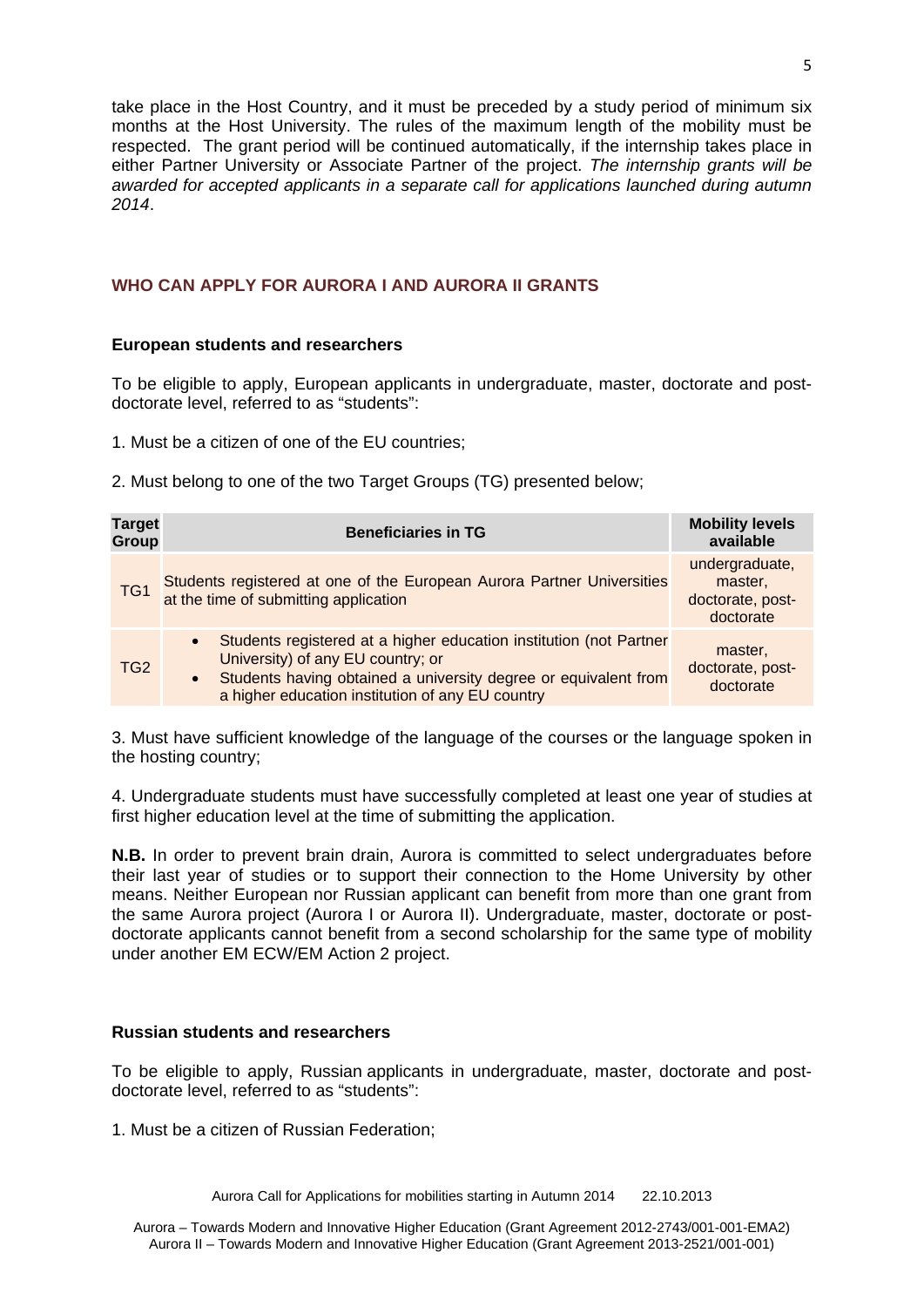take place in the Host Country, and it must be preceded by a study period of minimum six months at the Host University. The rules of the maximum length of the mobility must be respected. The grant period will be continued automatically, if the internship takes place in either Partner University or Associate Partner of the project. *The internship grants will be awarded for accepted applicants in a separate call for applications launched during autumn 2014*.

## WHO CAN APPLY FOR AURORA I AND AURORA II GRANTS

### European students and researchers

To be eligible to apply, European applicants in undergraduate, master, doctorate and post-doctorate level, referred to as "students":

1. Must be a citizen of one of the EU countries;

2. Must belong to one of the two Target Groups (TG) presented below;

| Target Group | Beneficiaries in TG | Mobility levels available |
|---|---|---|
| TG1 | Students registered at one of the European Aurora Partner Universities at the time of submitting application | undergraduate, master, doctorate, post-doctorate |
| TG2 | • Students registered at a higher education institution (not Partner University) of any EU country; or<br>• Students having obtained a university degree or equivalent from a higher education institution of any EU country | master, doctorate, post-doctorate |

3. Must have sufficient knowledge of the language of the courses or the language spoken in the hosting country;

4. Undergraduate students must have successfully completed at least one year of studies at first higher education level at the time of submitting the application.

**N.B.** In order to prevent brain drain, Aurora is committed to select undergraduates before their last year of studies or to support their connection to the Home University by other means. Neither European nor Russian applicant can benefit from more than one grant from the same Aurora project (Aurora I or Aurora II). Undergraduate, master, doctorate or post-doctorate applicants cannot benefit from a second scholarship for the same type of mobility under another EM ECW/EM Action 2 project.

### Russian students and researchers

To be eligible to apply, Russian applicants in undergraduate, master, doctorate and post-doctorate level, referred to as "students":

1. Must be a citizen of Russian Federation;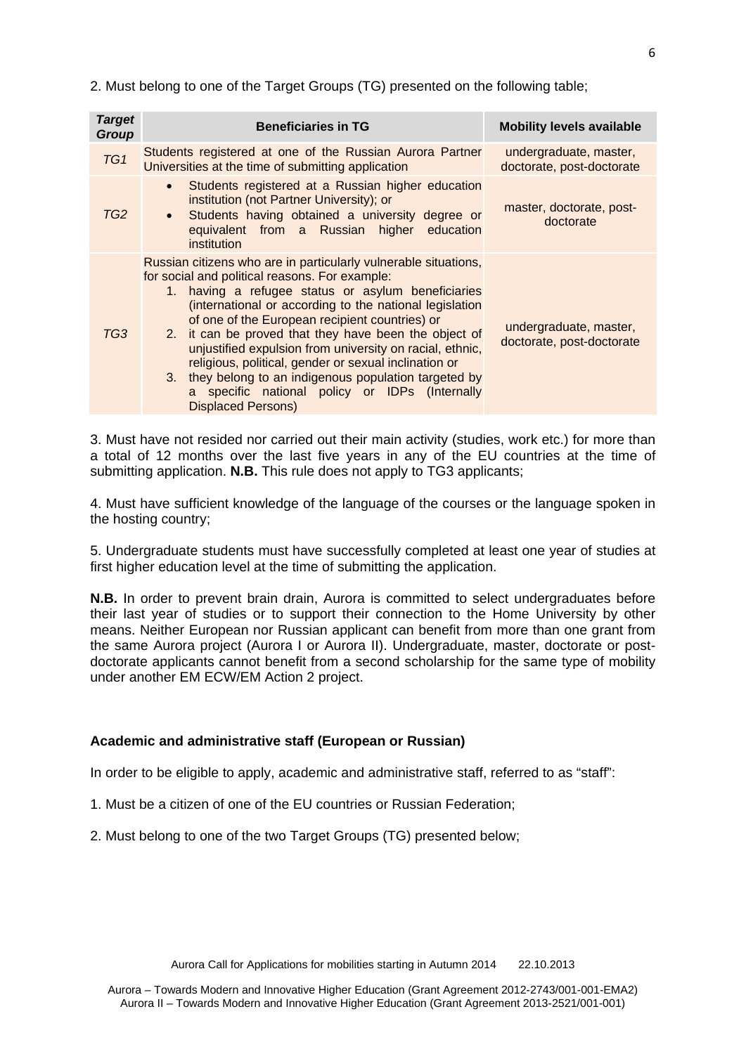2. Must belong to one of the Target Groups (TG) presented on the following table;

| *Target Group* | **Beneficiaries in TG** | **Mobility levels available** |
|---|---|---|
| *TG1* | Students registered at one of the Russian Aurora Partner Universities at the time of submitting application | undergraduate, master, doctorate, post-doctorate |
| *TG2* | • Students registered at a Russian higher education institution (not Partner University); or<br>• Students having obtained a university degree or equivalent from a Russian higher education institution | master, doctorate, post-doctorate |
| *TG3* | Russian citizens who are in particularly vulnerable situations, for social and political reasons. For example:<br>1. having a refugee status or asylum beneficiaries (international or according to the national legislation of one of the European recipient countries) or<br>2. it can be proved that they have been the object of unjustified expulsion from university on racial, ethnic, religious, political, gender or sexual inclination or<br>3. they belong to an indigenous population targeted by a specific national policy or IDPs (Internally Displaced Persons) | undergraduate, master, doctorate, post-doctorate |

3. Must have not resided nor carried out their main activity (studies, work etc.) for more than a total of 12 months over the last five years in any of the EU countries at the time of submitting application. **N.B.** This rule does not apply to TG3 applicants;

4. Must have sufficient knowledge of the language of the courses or the language spoken in the hosting country;

5. Undergraduate students must have successfully completed at least one year of studies at first higher education level at the time of submitting the application.

**N.B.** In order to prevent brain drain, Aurora is committed to select undergraduates before their last year of studies or to support their connection to the Home University by other means. Neither European nor Russian applicant can benefit from more than one grant from the same Aurora project (Aurora I or Aurora II). Undergraduate, master, doctorate or post-doctorate applicants cannot benefit from a second scholarship for the same type of mobility under another EM ECW/EM Action 2 project.

**Academic and administrative staff (European or Russian)**

In order to be eligible to apply, academic and administrative staff, referred to as "staff":

1. Must be a citizen of one of the EU countries or Russian Federation;

2. Must belong to one of the two Target Groups (TG) presented below;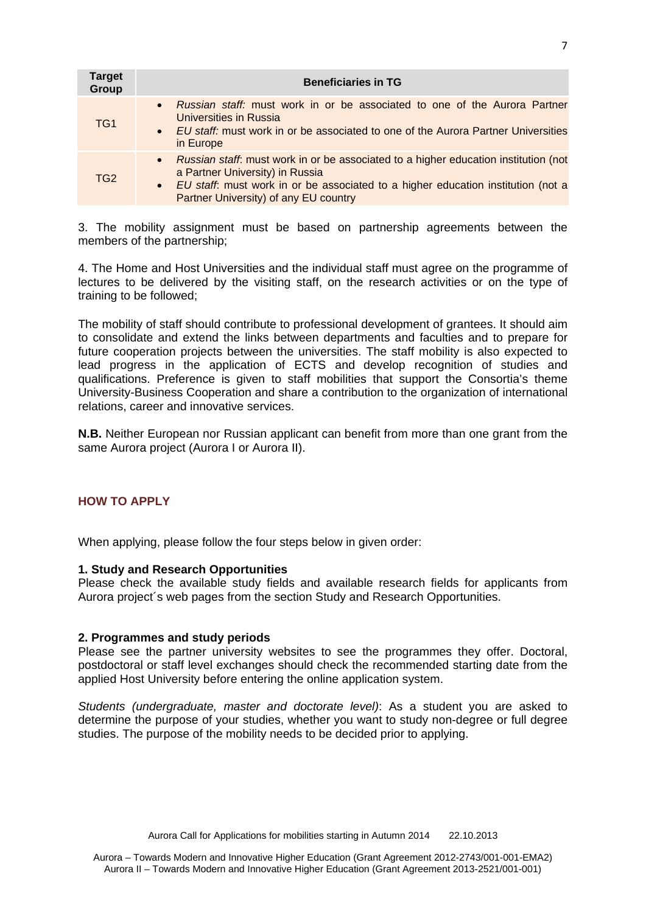| Target Group | Beneficiaries in TG |
|---|---|
| TG1 | • *Russian staff:* must work in or be associated to one of the Aurora Partner Universities in Russia<br>• *EU staff:* must work in or be associated to one of the Aurora Partner Universities in Europe |
| TG2 | • *Russian staff*: must work in or be associated to a higher education institution (not a Partner University) in Russia<br>• *EU staff*: must work in or be associated to a higher education institution (not a Partner University) of any EU country |

3. The mobility assignment must be based on partnership agreements between the members of the partnership;

4. The Home and Host Universities and the individual staff must agree on the programme of lectures to be delivered by the visiting staff, on the research activities or on the type of training to be followed;

The mobility of staff should contribute to professional development of grantees. It should aim to consolidate and extend the links between departments and faculties and to prepare for future cooperation projects between the universities. The staff mobility is also expected to lead progress in the application of ECTS and develop recognition of studies and qualifications. Preference is given to staff mobilities that support the Consortia's theme University-Business Cooperation and share a contribution to the organization of international relations, career and innovative services.

**N.B.** Neither European nor Russian applicant can benefit from more than one grant from the same Aurora project (Aurora I or Aurora II).

## HOW TO APPLY

When applying, please follow the four steps below in given order:

**1. Study and Research Opportunities**
Please check the available study fields and available research fields for applicants from Aurora project´s web pages from the section Study and Research Opportunities.

**2. Programmes and study periods**
Please see the partner university websites to see the programmes they offer. Doctoral, postdoctoral or staff level exchanges should check the recommended starting date from the applied Host University before entering the online application system.

*Students (undergraduate, master and doctorate level)*: As a student you are asked to determine the purpose of your studies, whether you want to study non-degree or full degree studies. The purpose of the mobility needs to be decided prior to applying.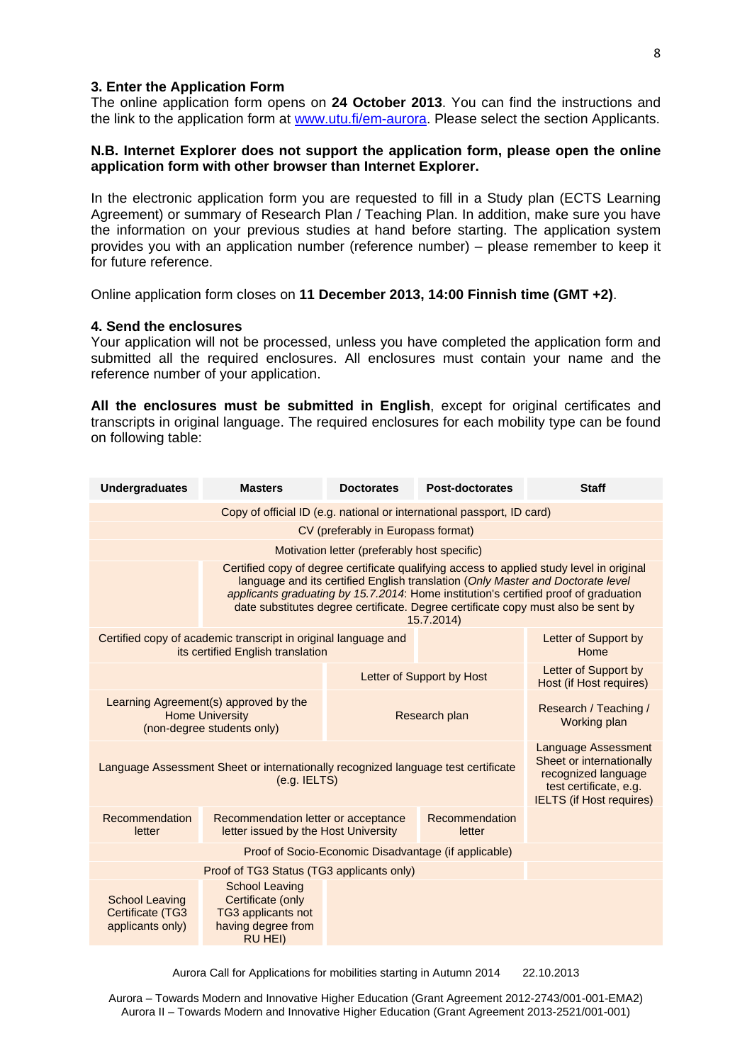### 3. Enter the Application Form

The online application form opens on **24 October 2013**. You can find the instructions and the link to the application form at [www.utu.fi/em-aurora](www.utu.fi/em-aurora). Please select the section Applicants.

**N.B. Internet Explorer does not support the application form, please open the online application form with other browser than Internet Explorer.**

In the electronic application form you are requested to fill in a Study plan (ECTS Learning Agreement) or summary of Research Plan / Teaching Plan. In addition, make sure you have the information on your previous studies at hand before starting. The application system provides you with an application number (reference number) – please remember to keep it for future reference.

Online application form closes on **11 December 2013, 14:00 Finnish time (GMT +2)**.

### 4. Send the enclosures

Your application will not be processed, unless you have completed the application form and submitted all the required enclosures. All enclosures must contain your name and the reference number of your application.

**All the enclosures must be submitted in English**, except for original certificates and transcripts in original language. The required enclosures for each mobility type can be found on following table:

| Undergraduates | Masters | Doctorates | Post-doctorates | Staff |
|---|---|---|---|---|
| Copy of official ID (e.g. national or international passport, ID card) | | | | |
| CV (preferably in Europass format) | | | | |
| Motivation letter (preferably host specific) | | | | |
| | Certified copy of degree certificate qualifying access to applied study level in original language and its certified English translation (*Only Master and Doctorate level applicants graduating by 15.7.2014*: Home institution's certified proof of graduation date substitutes degree certificate. Degree certificate copy must also be sent by 15.7.2014) | | | |
| Certified copy of academic transcript in original language and its certified English translation | | | | Letter of Support by Home |
| | | Letter of Support by Host | | Letter of Support by Host (if Host requires) |
| Learning Agreement(s) approved by the Home University (non-degree students only) | | Research plan | | Research / Teaching / Working plan |
| Language Assessment Sheet or internationally recognized language test certificate (e.g. IELTS) | | | | Language Assessment Sheet or internationally recognized language test certificate, e.g. IELTS (if Host requires) |
| Recommendation letter | Recommendation letter or acceptance letter issued by the Host University | | Recommendation letter | |
| Proof of Socio-Economic Disadvantage (if applicable) | | | | |
| Proof of TG3 Status (TG3 applicants only) | | | | |
| School Leaving Certificate (TG3 applicants only) | School Leaving Certificate (only TG3 applicants not having degree from RU HEI) | | | |

Aurora Call for Applications for mobilities starting in Autumn 2014 22.10.2013

Aurora – Towards Modern and Innovative Higher Education (Grant Agreement 2012-2743/001-001-EMA2)
Aurora II – Towards Modern and Innovative Higher Education (Grant Agreement 2013-2521/001-001)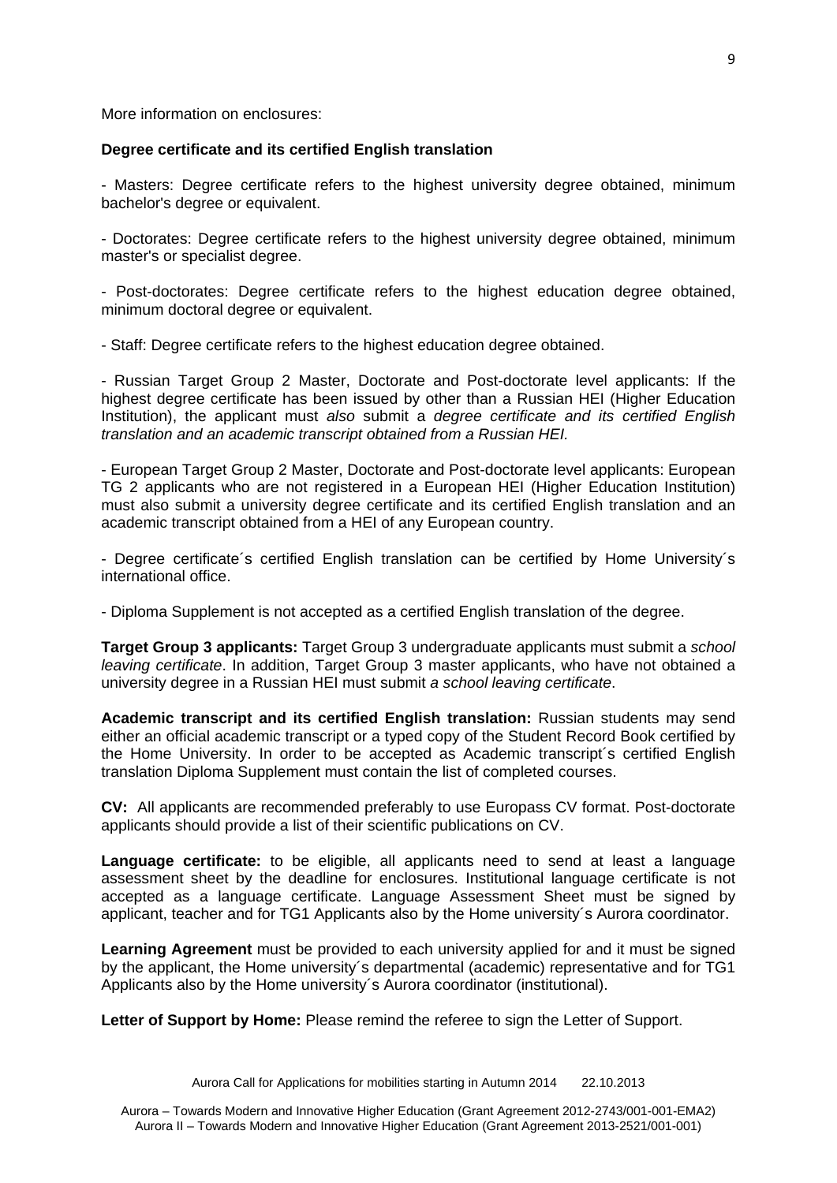More information on enclosures:

**Degree certificate and its certified English translation**

- Masters: Degree certificate refers to the highest university degree obtained, minimum bachelor's degree or equivalent.

- Doctorates: Degree certificate refers to the highest university degree obtained, minimum master's or specialist degree.

- Post-doctorates: Degree certificate refers to the highest education degree obtained, minimum doctoral degree or equivalent.

- Staff: Degree certificate refers to the highest education degree obtained.

- Russian Target Group 2 Master, Doctorate and Post-doctorate level applicants: If the highest degree certificate has been issued by other than a Russian HEI (Higher Education Institution), the applicant must *also* submit a *degree certificate and its certified English translation and an academic transcript obtained from a Russian HEI.*

- European Target Group 2 Master, Doctorate and Post-doctorate level applicants: European TG 2 applicants who are not registered in a European HEI (Higher Education Institution) must also submit a university degree certificate and its certified English translation and an academic transcript obtained from a HEI of any European country.

- Degree certificate´s certified English translation can be certified by Home University´s international office.

- Diploma Supplement is not accepted as a certified English translation of the degree.

**Target Group 3 applicants:** Target Group 3 undergraduate applicants must submit a *school leaving certificate*. In addition, Target Group 3 master applicants, who have not obtained a university degree in a Russian HEI must submit *a school leaving certificate*.

**Academic transcript and its certified English translation:** Russian students may send either an official academic transcript or a typed copy of the Student Record Book certified by the Home University. In order to be accepted as Academic transcript´s certified English translation Diploma Supplement must contain the list of completed courses.

**CV:** All applicants are recommended preferably to use Europass CV format. Post-doctorate applicants should provide a list of their scientific publications on CV.

**Language certificate:** to be eligible, all applicants need to send at least a language assessment sheet by the deadline for enclosures. Institutional language certificate is not accepted as a language certificate. Language Assessment Sheet must be signed by applicant, teacher and for TG1 Applicants also by the Home university´s Aurora coordinator.

**Learning Agreement** must be provided to each university applied for and it must be signed by the applicant, the Home university´s departmental (academic) representative and for TG1 Applicants also by the Home university´s Aurora coordinator (institutional).

**Letter of Support by Home:** Please remind the referee to sign the Letter of Support.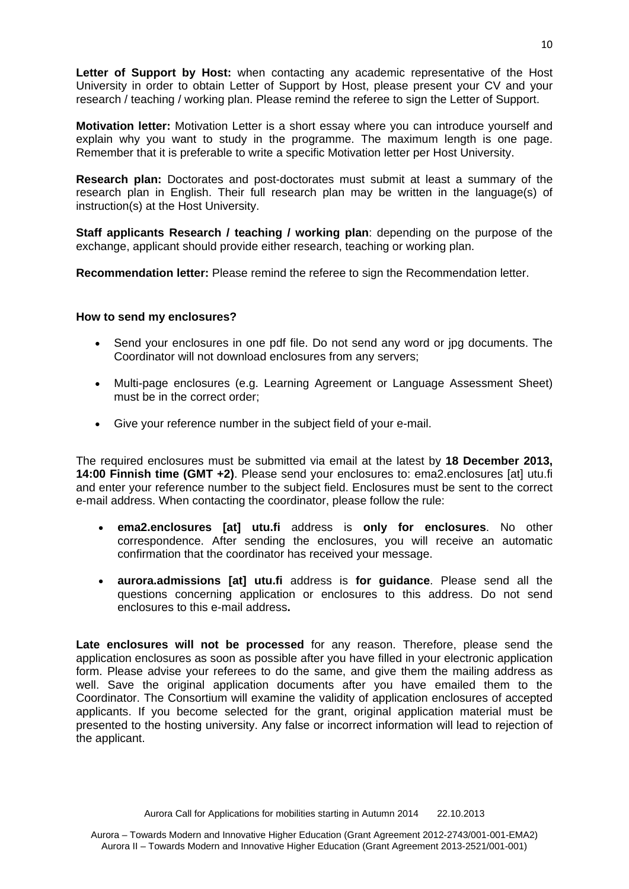**Letter of Support by Host:** when contacting any academic representative of the Host University in order to obtain Letter of Support by Host, please present your CV and your research / teaching / working plan. Please remind the referee to sign the Letter of Support.

**Motivation letter:** Motivation Letter is a short essay where you can introduce yourself and explain why you want to study in the programme. The maximum length is one page. Remember that it is preferable to write a specific Motivation letter per Host University.

**Research plan:** Doctorates and post-doctorates must submit at least a summary of the research plan in English. Their full research plan may be written in the language(s) of instruction(s) at the Host University.

**Staff applicants Research / teaching / working plan**: depending on the purpose of the exchange, applicant should provide either research, teaching or working plan.

**Recommendation letter:** Please remind the referee to sign the Recommendation letter.

**How to send my enclosures?**

- Send your enclosures in one pdf file. Do not send any word or jpg documents. The Coordinator will not download enclosures from any servers;
- Multi-page enclosures (e.g. Learning Agreement or Language Assessment Sheet) must be in the correct order;
- Give your reference number in the subject field of your e-mail.

The required enclosures must be submitted via email at the latest by **18 December 2013, 14:00 Finnish time (GMT +2)**. Please send your enclosures to: ema2.enclosures [at] utu.fi and enter your reference number to the subject field. Enclosures must be sent to the correct e-mail address. When contacting the coordinator, please follow the rule:

- **ema2.enclosures [at] utu.fi** address is **only for enclosures**. No other correspondence. After sending the enclosures, you will receive an automatic confirmation that the coordinator has received your message.
- **aurora.admissions [at] utu.fi** address is **for guidance**. Please send all the questions concerning application or enclosures to this address. Do not send enclosures to this e-mail address**.**

**Late enclosures will not be processed** for any reason. Therefore, please send the application enclosures as soon as possible after you have filled in your electronic application form. Please advise your referees to do the same, and give them the mailing address as well. Save the original application documents after you have emailed them to the Coordinator. The Consortium will examine the validity of application enclosures of accepted applicants. If you become selected for the grant, original application material must be presented to the hosting university. Any false or incorrect information will lead to rejection of the applicant.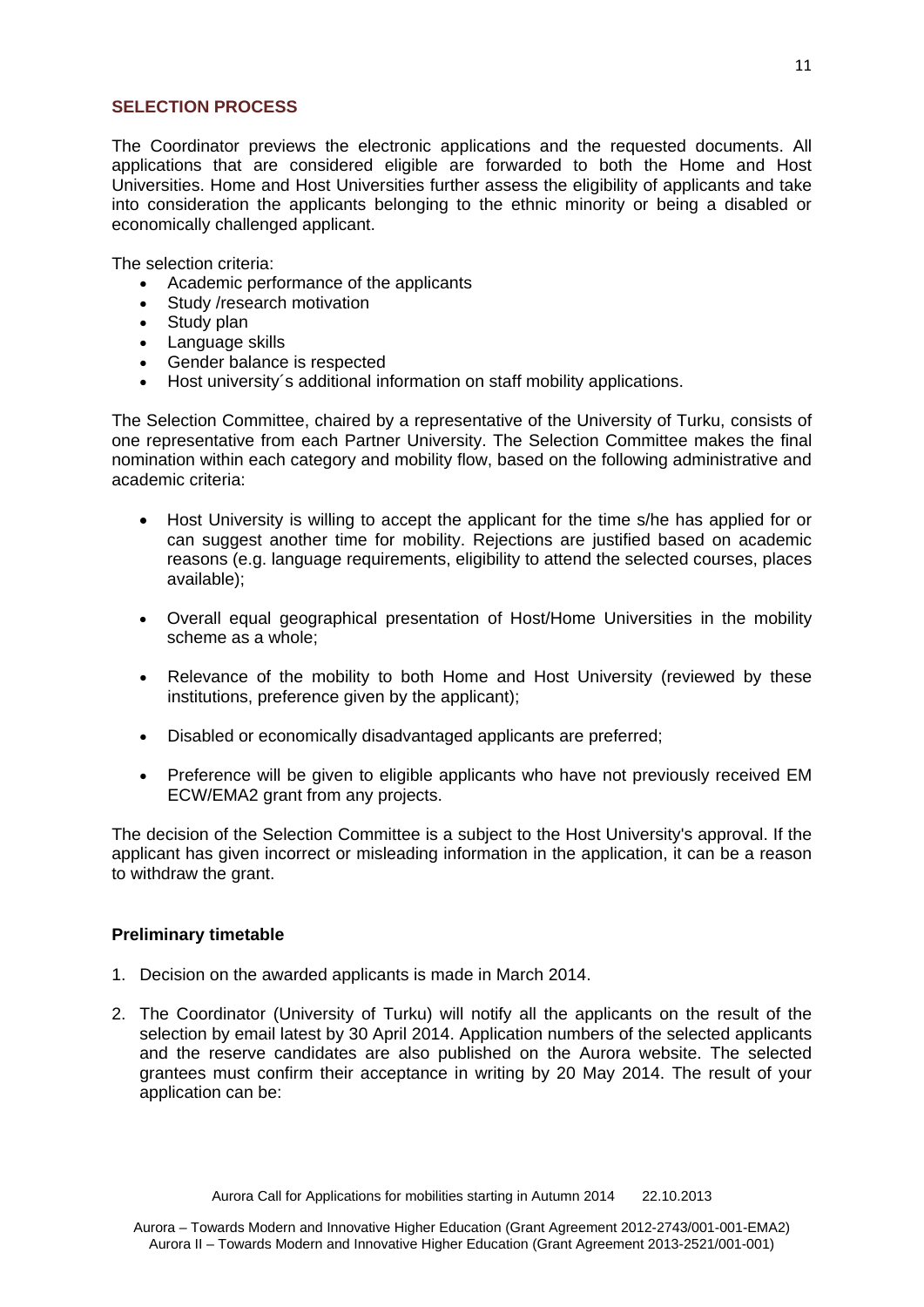## SELECTION PROCESS

The Coordinator previews the electronic applications and the requested documents. All applications that are considered eligible are forwarded to both the Home and Host Universities. Home and Host Universities further assess the eligibility of applicants and take into consideration the applicants belonging to the ethnic minority or being a disabled or economically challenged applicant.

The selection criteria:

- Academic performance of the applicants
- Study /research motivation
- Study plan
- Language skills
- Gender balance is respected
- Host university´s additional information on staff mobility applications.

The Selection Committee, chaired by a representative of the University of Turku, consists of one representative from each Partner University. The Selection Committee makes the final nomination within each category and mobility flow, based on the following administrative and academic criteria:

- Host University is willing to accept the applicant for the time s/he has applied for or can suggest another time for mobility. Rejections are justified based on academic reasons (e.g. language requirements, eligibility to attend the selected courses, places available);
- Overall equal geographical presentation of Host/Home Universities in the mobility scheme as a whole;
- Relevance of the mobility to both Home and Host University (reviewed by these institutions, preference given by the applicant);
- Disabled or economically disadvantaged applicants are preferred;
- Preference will be given to eligible applicants who have not previously received EM ECW/EMA2 grant from any projects.

The decision of the Selection Committee is a subject to the Host University's approval. If the applicant has given incorrect or misleading information in the application, it can be a reason to withdraw the grant.

### Preliminary timetable

1. Decision on the awarded applicants is made in March 2014.
2. The Coordinator (University of Turku) will notify all the applicants on the result of the selection by email latest by 30 April 2014. Application numbers of the selected applicants and the reserve candidates are also published on the Aurora website. The selected grantees must confirm their acceptance in writing by 20 May 2014. The result of your application can be: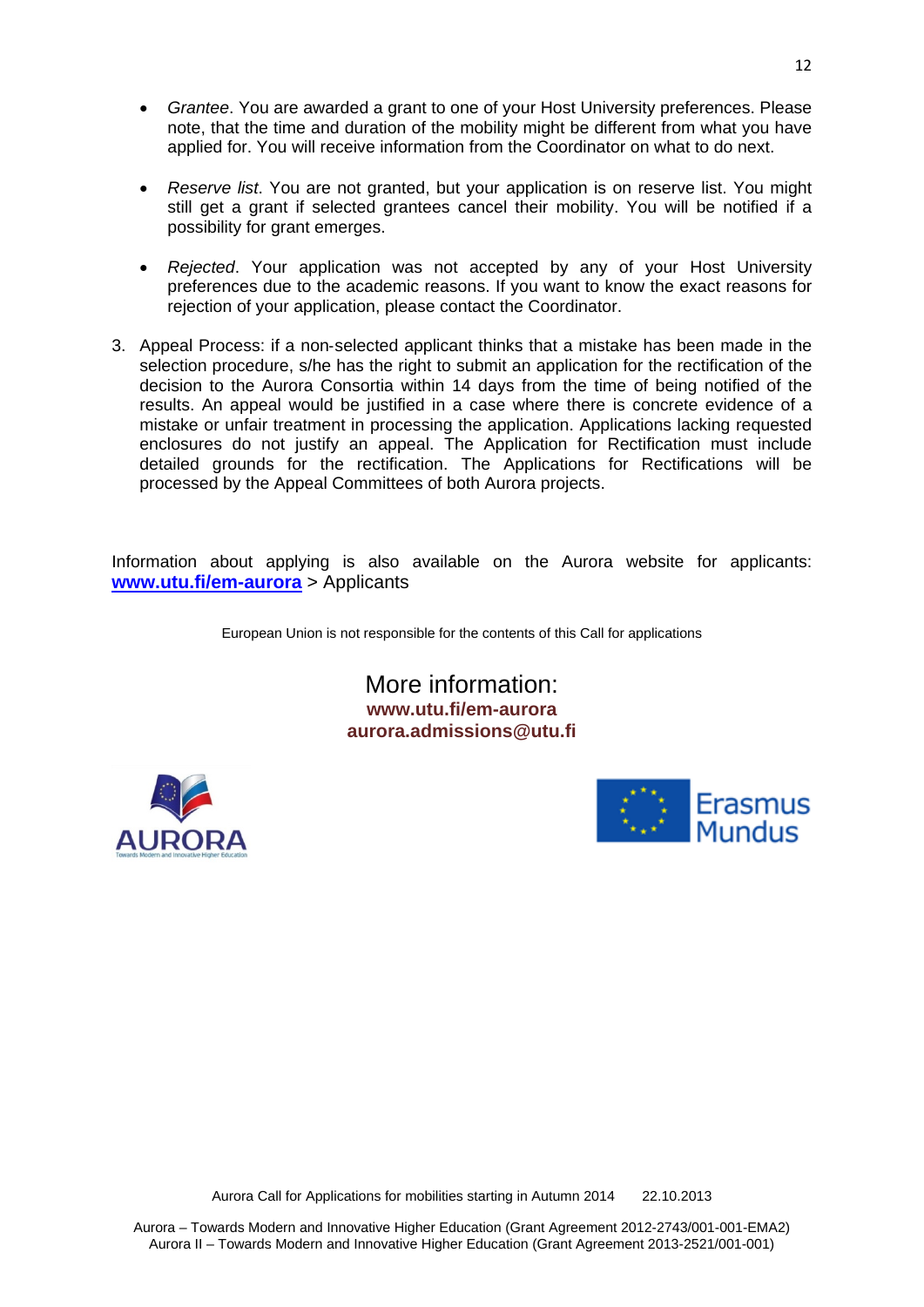- *Grantee*. You are awarded a grant to one of your Host University preferences. Please note, that the time and duration of the mobility might be different from what you have applied for. You will receive information from the Coordinator on what to do next.

- *Reserve list*. You are not granted, but your application is on reserve list. You might still get a grant if selected grantees cancel their mobility. You will be notified if a possibility for grant emerges.

- *Rejected*. Your application was not accepted by any of your Host University preferences due to the academic reasons. If you want to know the exact reasons for rejection of your application, please contact the Coordinator.

3. Appeal Process: if a non-selected applicant thinks that a mistake has been made in the selection procedure, s/he has the right to submit an application for the rectification of the decision to the Aurora Consortia within 14 days from the time of being notified of the results. An appeal would be justified in a case where there is concrete evidence of a mistake or unfair treatment in processing the application. Applications lacking requested enclosures do not justify an appeal. The Application for Rectification must include detailed grounds for the rectification. The Applications for Rectifications will be processed by the Appeal Committees of both Aurora projects.

Information about applying is also available on the Aurora website for applicants: **www.utu.fi/em-aurora** > Applicants

European Union is not responsible for the contents of this Call for applications

More information:
**www.utu.fi/em-aurora**
**aurora.admissions@utu.fi**

AURORA
Towards Modern and Innovative Higher Education

Erasmus Mundus

Aurora Call for Applications for mobilities starting in Autumn 2014 22.10.2013

Aurora – Towards Modern and Innovative Higher Education (Grant Agreement 2012-2743/001-001-EMA2)
Aurora II – Towards Modern and Innovative Higher Education (Grant Agreement 2013-2521/001-001)